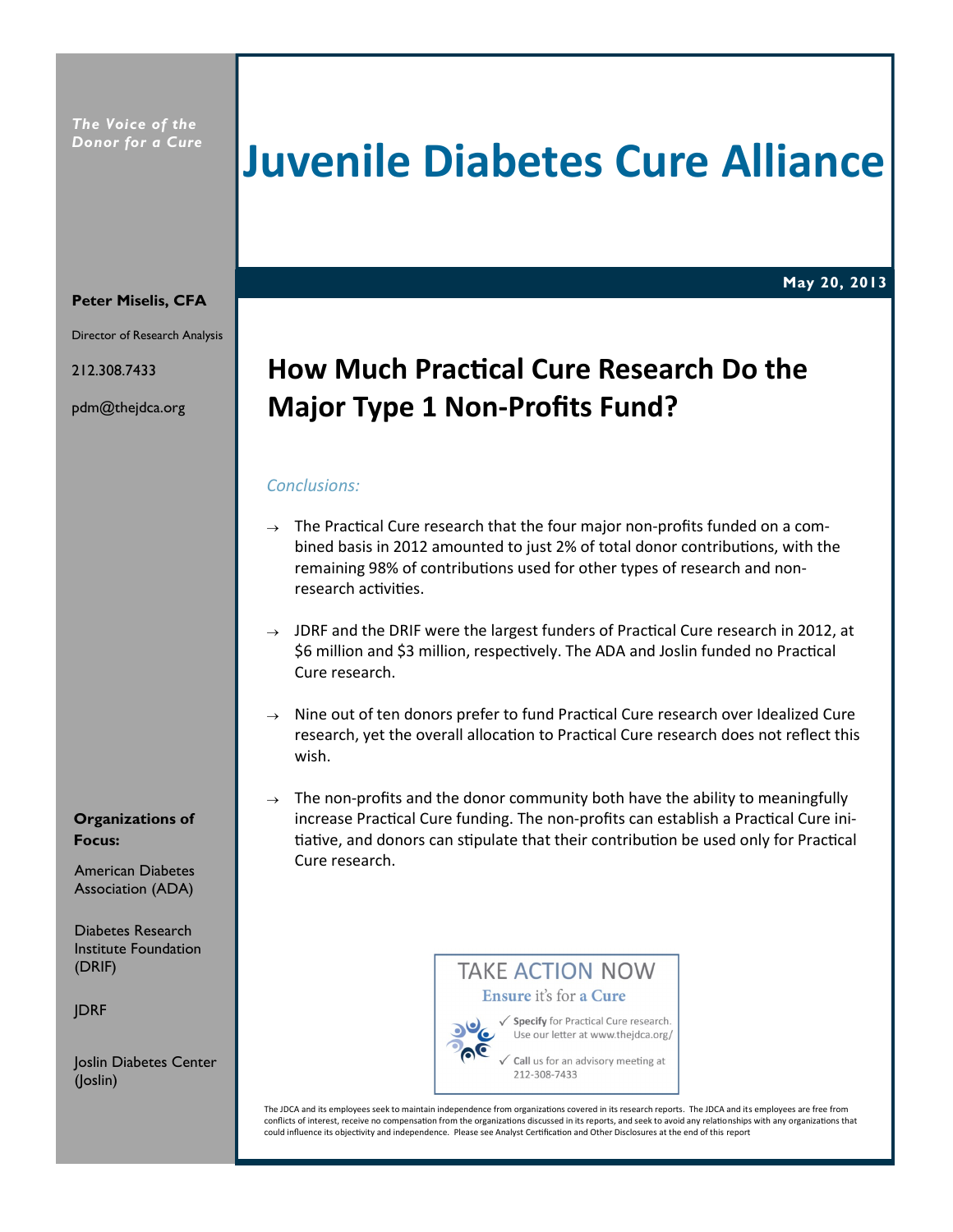*The Voice of the Donor for a Cure*

# Juvenile Diabetes Cure Alliance

**May 20, 2013**

**Peter Miselis, CFA**

Director of Research Analysis

212.308.7433

pdm@thejdca.org

## How Much Practical Cure Research Do the Major Type 1 Non-Profits Fund?

*Conclusions:*

→ The Practical Cure research that the four major non-profits funded on a combined basis in 2012 amounted to just 2% of total donor contributions, with the remaining 98% of contributions used for other types of research and non-research activities.

→ JDRF and the DRIF were the largest funders of Practical Cure research in 2012, at $6 million and $3 million, respectively. The ADA and Joslin funded no Practical Cure research.

→ Nine out of ten donors prefer to fund Practical Cure research over Idealized Cure research, yet the overall allocation to Practical Cure research does not reflect this wish.

→ The non-profits and the donor community both have the ability to meaningfully increase Practical Cure funding. The non-profits can establish a Practical Cure initiative, and donors can stipulate that their contribution be used only for Practical Cure research.

**Organizations of Focus:**

American Diabetes Association (ADA)

Diabetes Research Institute Foundation (DRIF)

JDRF

Joslin Diabetes Center (Joslin)

TAKE ACTION NOW

**Ensure** it's for **a Cure**

✓ **Specify** for Practical Cure research. Use our letter at www.thejdca.org/

✓ **Call** us for an advisory meeting at 212-308-7433

The JDCA and its employees seek to maintain independence from organizations covered in its research reports. The JDCA and its employees are free from conflicts of interest, receive no compensation from the organizations discussed in its reports, and seek to avoid any relationships with any organizations that could influence its objectivity and independence. Please see Analyst Certification and Other Disclosures at the end of this report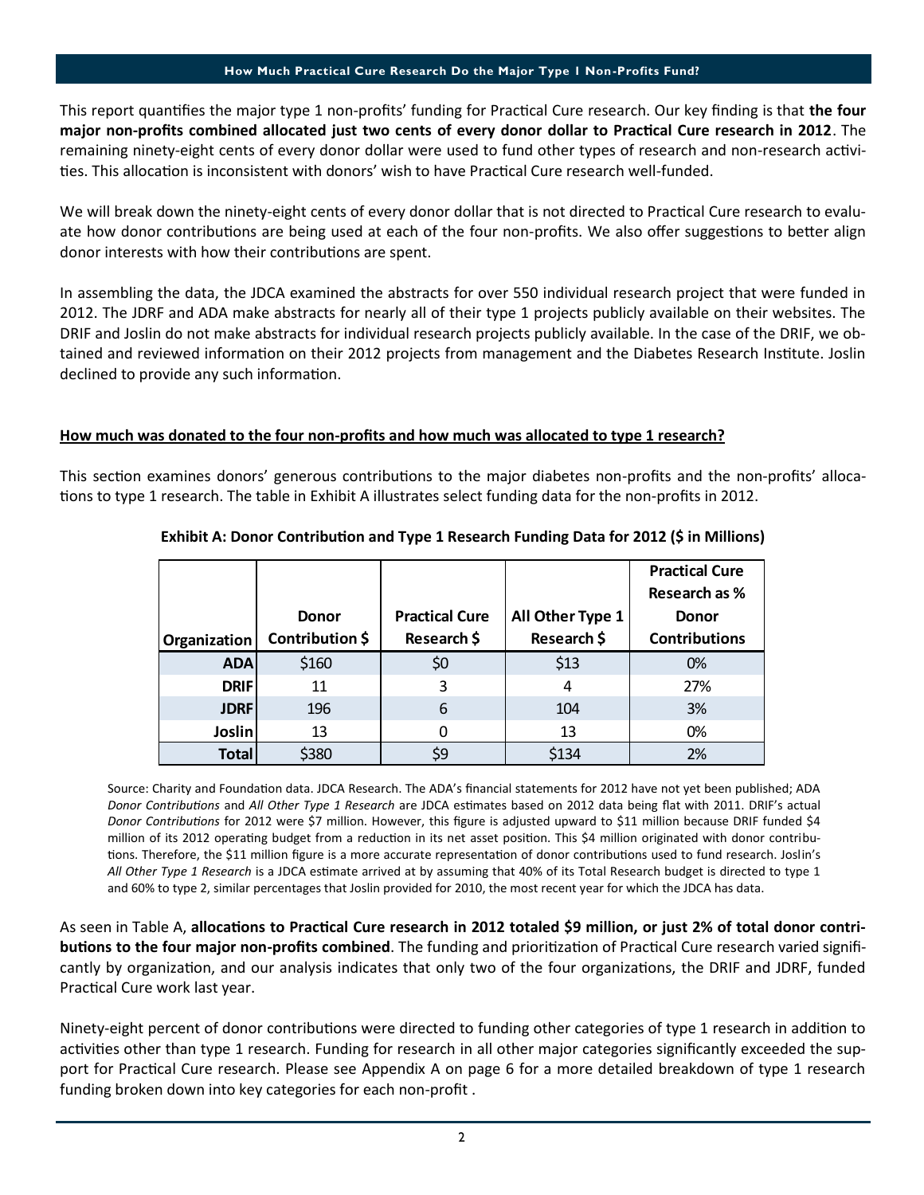## How Much Practical Cure Research Do the Major Type 1 Non-Profits Fund?

This report quantifies the major type 1 non-profits' funding for Practical Cure research. Our key finding is that **the four major non-profits combined allocated just two cents of every donor dollar to Practical Cure research in 2012**. The remaining ninety-eight cents of every donor dollar were used to fund other types of research and non-research activities. This allocation is inconsistent with donors' wish to have Practical Cure research well-funded.

We will break down the ninety-eight cents of every donor dollar that is not directed to Practical Cure research to evaluate how donor contributions are being used at each of the four non-profits. We also offer suggestions to better align donor interests with how their contributions are spent.

In assembling the data, the JDCA examined the abstracts for over 550 individual research project that were funded in 2012. The JDRF and ADA make abstracts for nearly all of their type 1 projects publicly available on their websites. The DRIF and Joslin do not make abstracts for individual research projects publicly available. In the case of the DRIF, we obtained and reviewed information on their 2012 projects from management and the Diabetes Research Institute. Joslin declined to provide any such information.

### How much was donated to the four non-profits and how much was allocated to type 1 research?

This section examines donors' generous contributions to the major diabetes non-profits and the non-profits' allocations to type 1 research. The table in Exhibit A illustrates select funding data for the non-profits in 2012.

**Exhibit A: Donor Contribution and Type 1 Research Funding Data for 2012 ($ in Millions)**

| Organization | Donor Contribution $ | Practical Cure Research $ | All Other Type 1 Research $ | Practical Cure Research as % Donor Contributions |
|---|---|---|---|---|
| ADA | $160 | $0 | $13 | 0% |
| DRIF | 11 | 3 | 4 | 27% |
| JDRF | 196 | 6 | 104 | 3% |
| Joslin | 13 | 0 | 13 | 0% |
| Total | $380 | $9 | $134 | 2% |

Source: Charity and Foundation data. JDCA Research. The ADA's financial statements for 2012 have not yet been published; ADA *Donor Contributions* and *All Other Type 1 Research* are JDCA estimates based on 2012 data being flat with 2011. DRIF's actual *Donor Contributions* for 2012 were $7 million. However, this figure is adjusted upward to $11 million because DRIF funded $4 million of its 2012 operating budget from a reduction in its net asset position. This $4 million originated with donor contributions. Therefore, the $11 million figure is a more accurate representation of donor contributions used to fund research. Joslin's *All Other Type 1 Research* is a JDCA estimate arrived at by assuming that 40% of its Total Research budget is directed to type 1 and 60% to type 2, similar percentages that Joslin provided for 2010, the most recent year for which the JDCA has data.

As seen in Table A, **allocations to Practical Cure research in 2012 totaled $9 million, or just 2% of total donor contributions to the four major non-profits combined**. The funding and prioritization of Practical Cure research varied significantly by organization, and our analysis indicates that only two of the four organizations, the DRIF and JDRF, funded Practical Cure work last year.

Ninety-eight percent of donor contributions were directed to funding other categories of type 1 research in addition to activities other than type 1 research. Funding for research in all other major categories significantly exceeded the support for Practical Cure research. Please see Appendix A on page 6 for a more detailed breakdown of type 1 research funding broken down into key categories for each non-profit .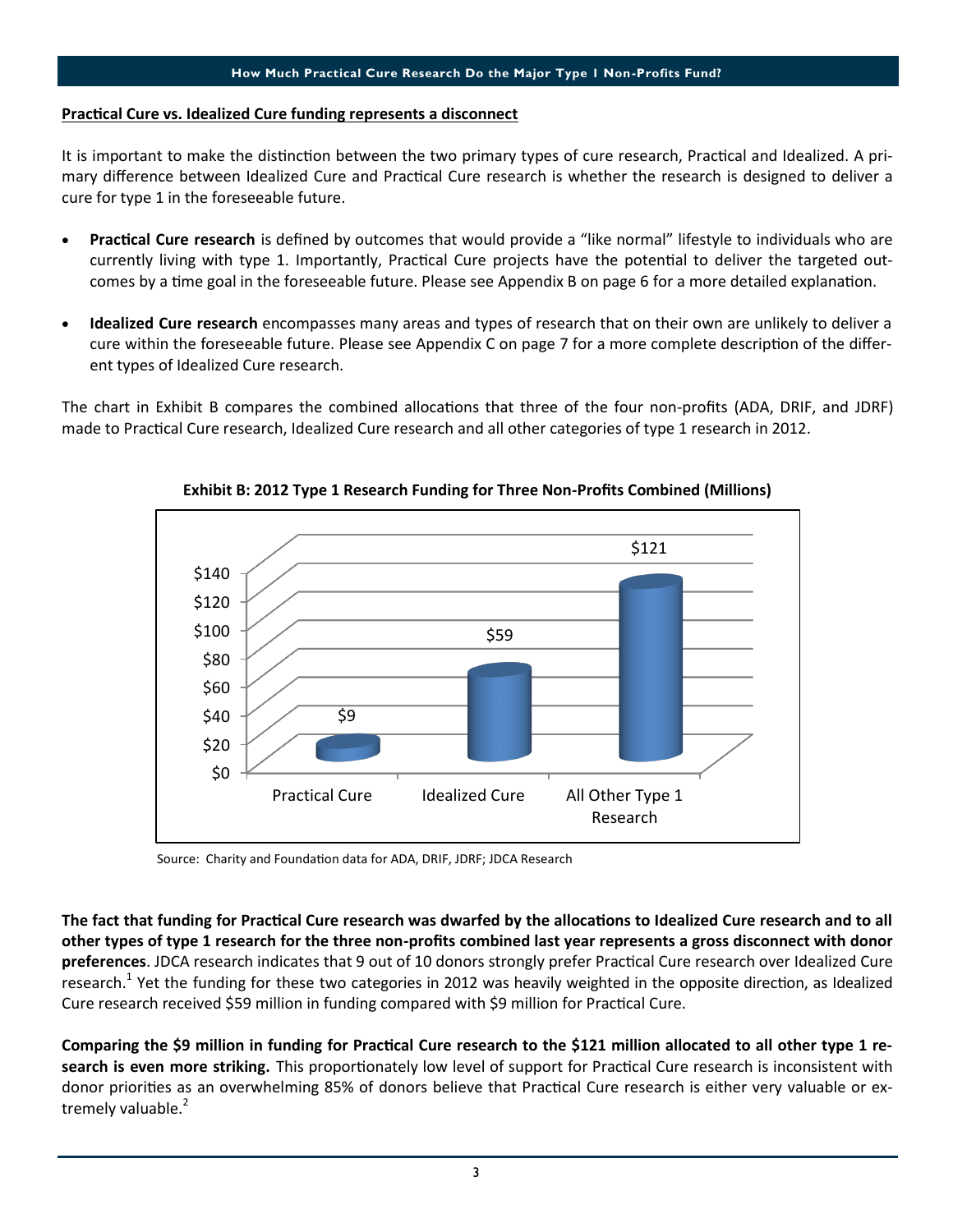## Practical Cure vs. Idealized Cure funding represents a disconnect

It is important to make the distinction between the two primary types of cure research, Practical and Idealized. A primary difference between Idealized Cure and Practical Cure research is whether the research is designed to deliver a cure for type 1 in the foreseeable future.

- **Practical Cure research** is defined by outcomes that would provide a "like normal" lifestyle to individuals who are currently living with type 1. Importantly, Practical Cure projects have the potential to deliver the targeted outcomes by a time goal in the foreseeable future. Please see Appendix B on page 6 for a more detailed explanation.

- **Idealized Cure research** encompasses many areas and types of research that on their own are unlikely to deliver a cure within the foreseeable future. Please see Appendix C on page 7 for a more complete description of the different types of Idealized Cure research.

The chart in Exhibit B compares the combined allocations that three of the four non-profits (ADA, DRIF, and JDRF) made to Practical Cure research, Idealized Cure research and all other categories of type 1 research in 2012.

**Exhibit B: 2012 Type 1 Research Funding for Three Non-Profits Combined (Millions)**

| Category | Funding (Millions) |
|---|---|
| Practical Cure | $9 |
| Idealized Cure | $59 |
| All Other Type 1 Research | $121 |

Source: Charity and Foundation data for ADA, DRIF, JDRF; JDCA Research

**The fact that funding for Practical Cure research was dwarfed by the allocations to Idealized Cure research and to all other types of type 1 research for the three non-profits combined last year represents a gross disconnect with donor preferences**. JDCA research indicates that 9 out of 10 donors strongly prefer Practical Cure research over Idealized Cure research.[1] Yet the funding for these two categories in 2012 was heavily weighted in the opposite direction, as Idealized Cure research received $59 million in funding compared with $9 million for Practical Cure.

**Comparing the $9 million in funding for Practical Cure research to the $121 million allocated to all other type 1 research is even more striking.** This proportionately low level of support for Practical Cure research is inconsistent with donor priorities as an overwhelming 85% of donors believe that Practical Cure research is either very valuable or extremely valuable.[2]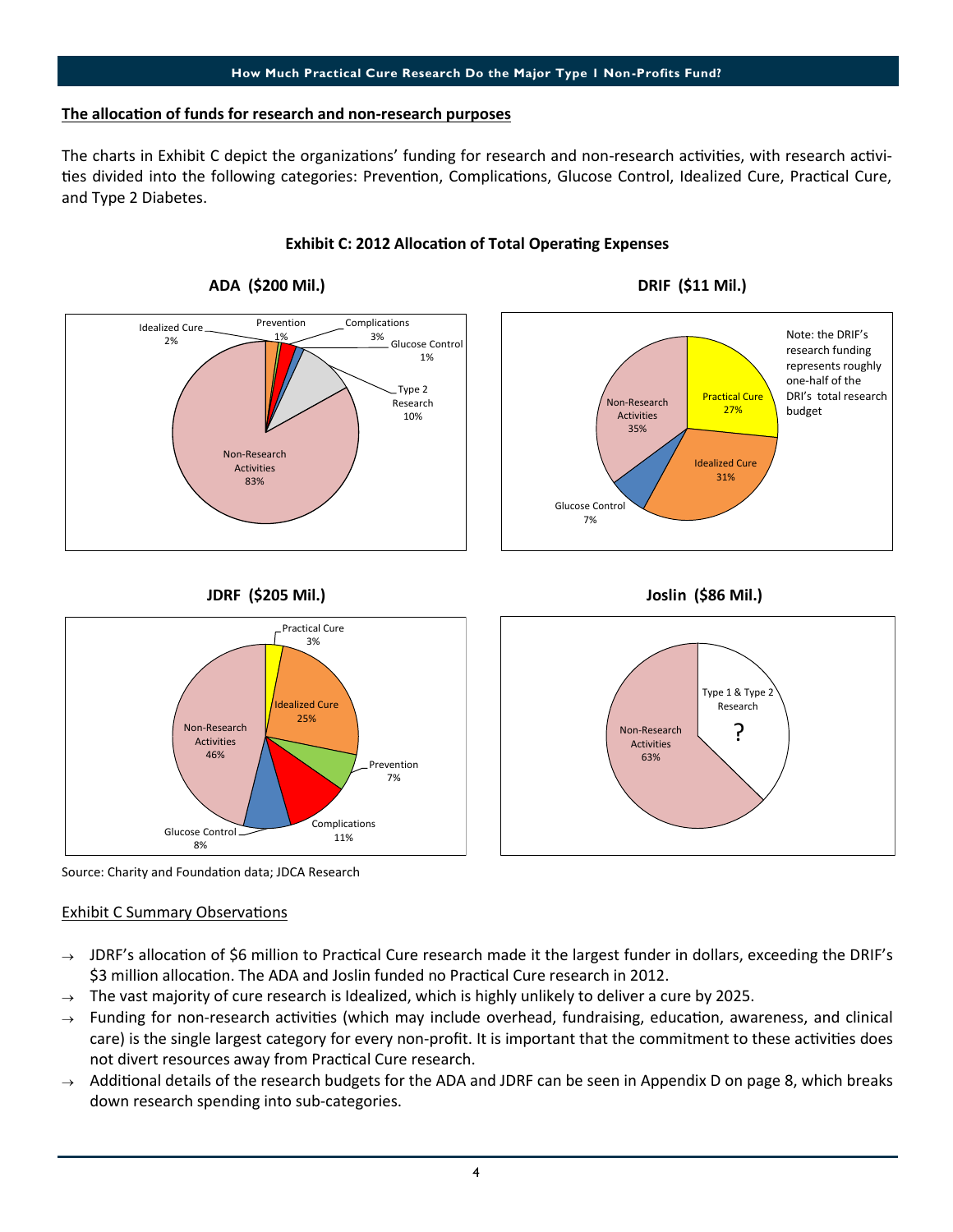## The allocation of funds for research and non-research purposes

The charts in Exhibit C depict the organizations' funding for research and non-research activities, with research activities divided into the following categories: Prevention, Complications, Glucose Control, Idealized Cure, Practical Cure, and Type 2 Diabetes.

**Exhibit C: 2012 Allocation of Total Operating Expenses**

**ADA ($200 Mil.)**

| Category | Share |
| --- | --- |
| Idealized Cure | 2% |
| Prevention | 1% |
| Complications | 3% |
| Glucose Control | 1% |
| Type 2 Research | 10% |
| Non-Research Activities | 83% |

**DRIF ($11 Mil.)**

| Category | Share |
| --- | --- |
| Practical Cure | 27% |
| Idealized Cure | 31% |
| Glucose Control | 7% |
| Non-Research Activities | 35% |

Note: the DRIF's research funding represents roughly one-half of the DRI's total research budget

**JDRF ($205 Mil.)**

| Category | Share |
| --- | --- |
| Practical Cure | 3% |
| Idealized Cure | 25% |
| Prevention | 7% |
| Complications | 11% |
| Glucose Control | 8% |
| Non-Research Activities | 46% |

**Joslin ($86 Mil.)**

| Category | Share |
| --- | --- |
| Type 1 & Type 2 Research | ? |
| Non-Research Activities | 63% |

Source: Charity and Foundation data; JDCA Research

Exhibit C Summary Observations

- JDRF's allocation of $6 million to Practical Cure research made it the largest funder in dollars, exceeding the DRIF's $3 million allocation. The ADA and Joslin funded no Practical Cure research in 2012.
- The vast majority of cure research is Idealized, which is highly unlikely to deliver a cure by 2025.
- Funding for non-research activities (which may include overhead, fundraising, education, awareness, and clinical care) is the single largest category for every non-profit. It is important that the commitment to these activities does not divert resources away from Practical Cure research.
- Additional details of the research budgets for the ADA and JDRF can be seen in Appendix D on page 8, which breaks down research spending into sub-categories.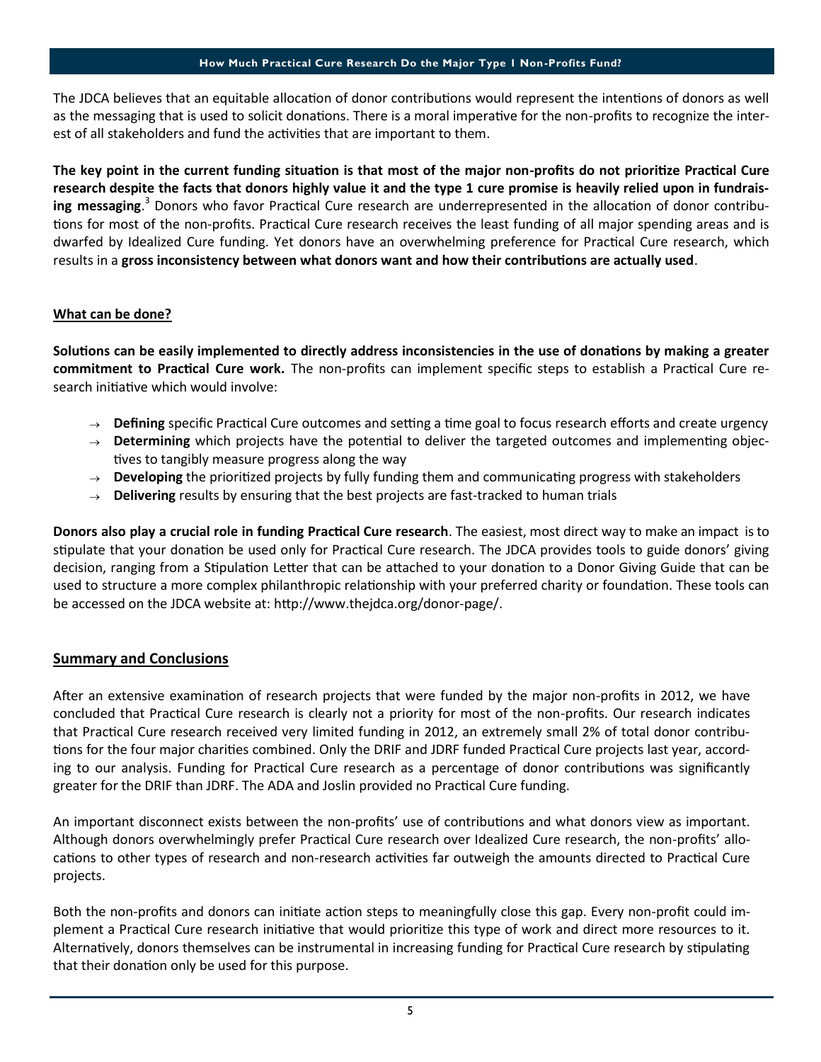The JDCA believes that an equitable allocation of donor contributions would represent the intentions of donors as well as the messaging that is used to solicit donations. There is a moral imperative for the non-profits to recognize the interest of all stakeholders and fund the activities that are important to them.

**The key point in the current funding situation is that most of the major non-profits do not prioritize Practical Cure research despite the facts that donors highly value it and the type 1 cure promise is heavily relied upon in fundraising messaging**.[3] Donors who favor Practical Cure research are underrepresented in the allocation of donor contributions for most of the non-profits. Practical Cure research receives the least funding of all major spending areas and is dwarfed by Idealized Cure funding. Yet donors have an overwhelming preference for Practical Cure research, which results in a **gross inconsistency between what donors want and how their contributions are actually used**.

## What can be done?

**Solutions can be easily implemented to directly address inconsistencies in the use of donations by making a greater commitment to Practical Cure work.** The non-profits can implement specific steps to establish a Practical Cure research initiative which would involve:

- → **Defining** specific Practical Cure outcomes and setting a time goal to focus research efforts and create urgency
- → **Determining** which projects have the potential to deliver the targeted outcomes and implementing objectives to tangibly measure progress along the way
- → **Developing** the prioritized projects by fully funding them and communicating progress with stakeholders
- → **Delivering** results by ensuring that the best projects are fast-tracked to human trials

**Donors also play a crucial role in funding Practical Cure research**. The easiest, most direct way to make an impact is to stipulate that your donation be used only for Practical Cure research. The JDCA provides tools to guide donors' giving decision, ranging from a Stipulation Letter that can be attached to your donation to a Donor Giving Guide that can be used to structure a more complex philanthropic relationship with your preferred charity or foundation. These tools can be accessed on the JDCA website at: http://www.thejdca.org/donor-page/.

## Summary and Conclusions

After an extensive examination of research projects that were funded by the major non-profits in 2012, we have concluded that Practical Cure research is clearly not a priority for most of the non-profits. Our research indicates that Practical Cure research received very limited funding in 2012, an extremely small 2% of total donor contributions for the four major charities combined. Only the DRIF and JDRF funded Practical Cure projects last year, according to our analysis. Funding for Practical Cure research as a percentage of donor contributions was significantly greater for the DRIF than JDRF. The ADA and Joslin provided no Practical Cure funding.

An important disconnect exists between the non-profits' use of contributions and what donors view as important. Although donors overwhelmingly prefer Practical Cure research over Idealized Cure research, the non-profits' allocations to other types of research and non-research activities far outweigh the amounts directed to Practical Cure projects.

Both the non-profits and donors can initiate action steps to meaningfully close this gap. Every non-profit could implement a Practical Cure research initiative that would prioritize this type of work and direct more resources to it. Alternatively, donors themselves can be instrumental in increasing funding for Practical Cure research by stipulating that their donation only be used for this purpose.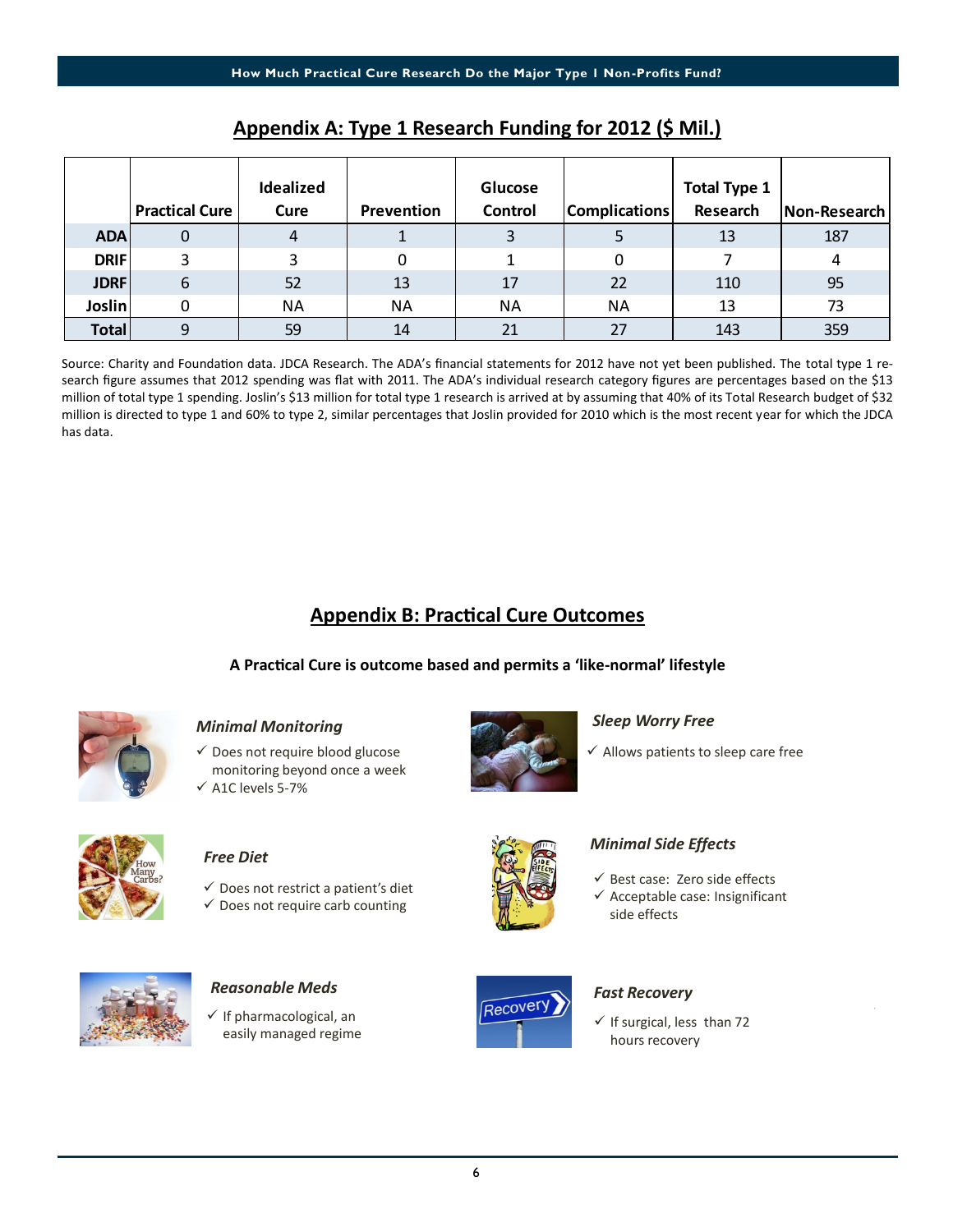## Appendix A: Type 1 Research Funding for 2012 ($ Mil.)

| | Practical Cure | Idealized Cure | Prevention | Glucose Control | Complications | Total Type 1 Research | Non-Research |
|---|---|---|---|---|---|---|---|
| **ADA** | 0 | 4 | 1 | 3 | 5 | 13 | 187 |
| **DRIF** | 3 | 3 | 0 | 1 | 0 | 7 | 4 |
| **JDRF** | 6 | 52 | 13 | 17 | 22 | 110 | 95 |
| **Joslin** | 0 | NA | NA | NA | NA | 13 | 73 |
| **Total** | 9 | 59 | 14 | 21 | 27 | 143 | 359 |

Source: Charity and Foundation data. JDCA Research. The ADA's financial statements for 2012 have not yet been published. The total type 1 research figure assumes that 2012 spending was flat with 2011. The ADA's individual research category figures are percentages based on the $13 million of total type 1 spending. Joslin's $13 million for total type 1 research is arrived at by assuming that 40% of its Total Research budget of $32 million is directed to type 1 and 60% to type 2, similar percentages that Joslin provided for 2010 which is the most recent year for which the JDCA has data.

## Appendix B: Practical Cure Outcomes

**A Practical Cure is outcome based and permits a 'like-normal' lifestyle**

### *Minimal Monitoring*

- ✓ Does not require blood glucose monitoring beyond once a week
- ✓ A1C levels 5-7%

### *Sleep Worry Free*

- ✓ Allows patients to sleep care free

### *Free Diet*

- ✓ Does not restrict a patient's diet
- ✓ Does not require carb counting

### *Minimal Side Effects*

- ✓ Best case: Zero side effects
- ✓ Acceptable case: Insignificant side effects

### *Reasonable Meds*

- ✓ If pharmacological, an easily managed regime

### *Fast Recovery*

- ✓ If surgical, less than 72 hours recovery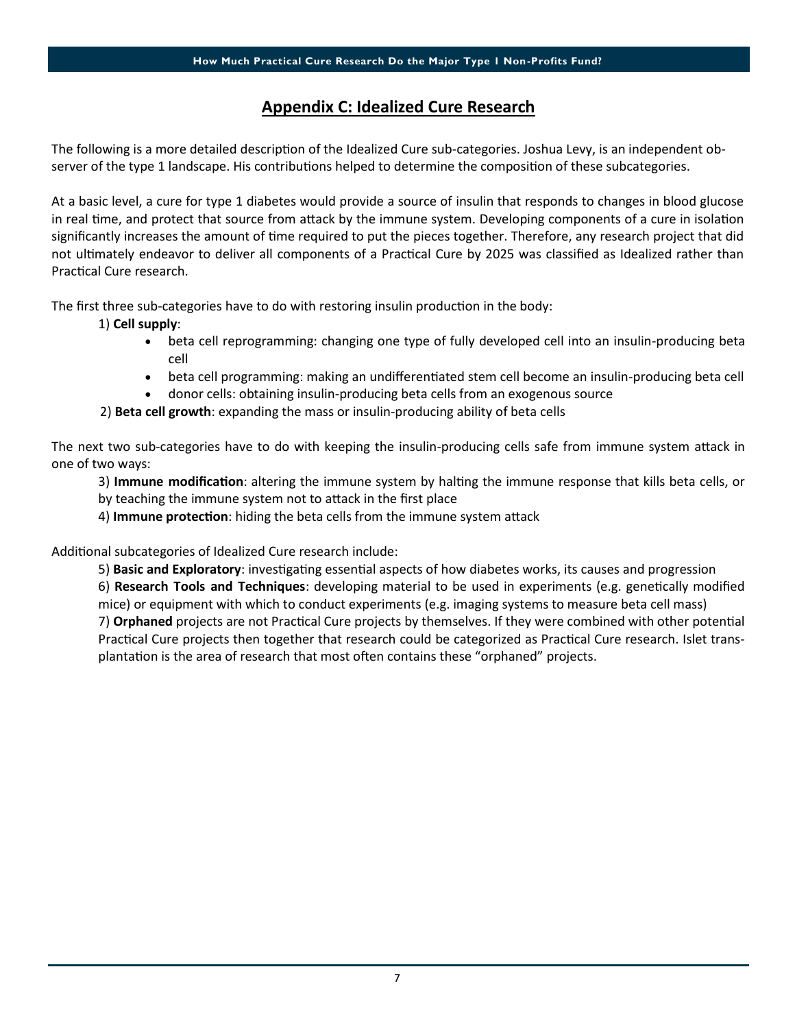## Appendix C: Idealized Cure Research

The following is a more detailed description of the Idealized Cure sub-categories. Joshua Levy, is an independent observer of the type 1 landscape. His contributions helped to determine the composition of these subcategories.

At a basic level, a cure for type 1 diabetes would provide a source of insulin that responds to changes in blood glucose in real time, and protect that source from attack by the immune system. Developing components of a cure in isolation significantly increases the amount of time required to put the pieces together. Therefore, any research project that did not ultimately endeavor to deliver all components of a Practical Cure by 2025 was classified as Idealized rather than Practical Cure research.

The first three sub-categories have to do with restoring insulin production in the body:

1) **Cell supply**:
   - beta cell reprogramming: changing one type of fully developed cell into an insulin-producing beta cell
   - beta cell programming: making an undifferentiated stem cell become an insulin-producing beta cell
   - donor cells: obtaining insulin-producing beta cells from an exogenous source

2) **Beta cell growth**: expanding the mass or insulin-producing ability of beta cells

The next two sub-categories have to do with keeping the insulin-producing cells safe from immune system attack in one of two ways:

3) **Immune modification**: altering the immune system by halting the immune response that kills beta cells, or by teaching the immune system not to attack in the first place

4) **Immune protection**: hiding the beta cells from the immune system attack

Additional subcategories of Idealized Cure research include:

5) **Basic and Exploratory**: investigating essential aspects of how diabetes works, its causes and progression

6) **Research Tools and Techniques**: developing material to be used in experiments (e.g. genetically modified mice) or equipment with which to conduct experiments (e.g. imaging systems to measure beta cell mass)

7) **Orphaned** projects are not Practical Cure projects by themselves. If they were combined with other potential Practical Cure projects then together that research could be categorized as Practical Cure research. Islet transplantation is the area of research that most often contains these "orphaned" projects.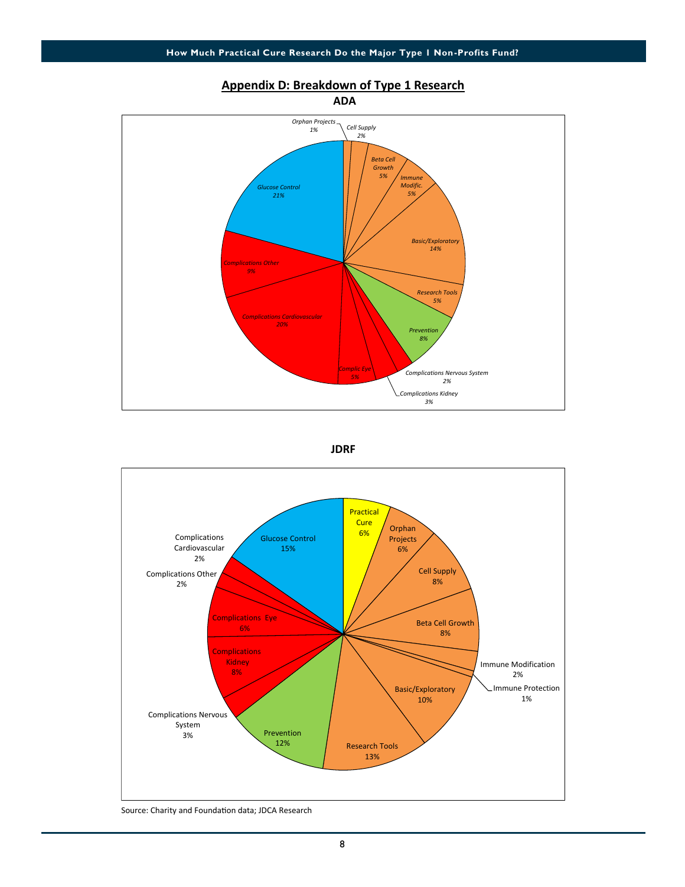## Appendix D: Breakdown of Type 1 Research

### ADA

| Category | Share |
|---|---|
| Orphan Projects | 1% |
| Cell Supply | 2% |
| Beta Cell Growth | 5% |
| Immune Modific. | 5% |
| Basic/Exploratory | 14% |
| Research Tools | 5% |
| Prevention | 8% |
| Complications Nervous System | 2% |
| Complications Kidney | 3% |
| Complic Eye | 5% |
| Complications Cardiovascular | 20% |
| Complications Other | 9% |
| Glucose Control | 21% |

### JDRF

| Category | Share |
|---|---|
| Practical Cure | 6% |
| Orphan Projects | 6% |
| Cell Supply | 8% |
| Beta Cell Growth | 8% |
| Immune Modification | 2% |
| Immune Protection | 1% |
| Basic/Exploratory | 10% |
| Research Tools | 13% |
| Prevention | 12% |
| Complications Nervous System | 3% |
| Complications Kidney | 8% |
| Complications Eye | 6% |
| Complications Other | 2% |
| Complications Cardiovascular | 2% |
| Glucose Control | 15% |

Source: Charity and Foundation data; JDCA Research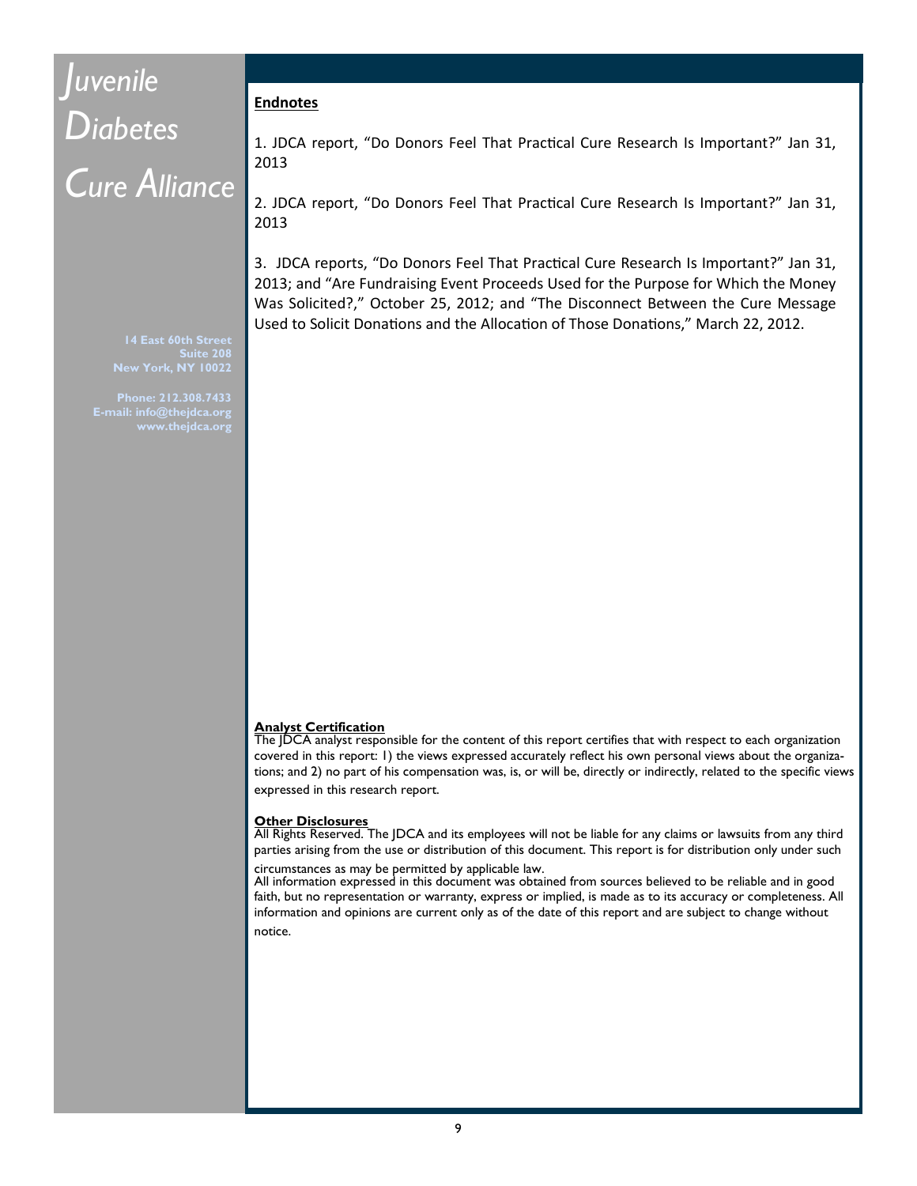# Juvenile Diabetes Cure Alliance

14 East 60th Street
Suite 208
New York, NY 10022

Phone: 212.308.7433
E-mail: info@thejdca.org
www.thejdca.org

**Endnotes**

1. JDCA report, "Do Donors Feel That Practical Cure Research Is Important?" Jan 31, 2013

2. JDCA report, "Do Donors Feel That Practical Cure Research Is Important?" Jan 31, 2013

3. JDCA reports, "Do Donors Feel That Practical Cure Research Is Important?" Jan 31, 2013; and "Are Fundraising Event Proceeds Used for the Purpose for Which the Money Was Solicited?," October 25, 2012; and "The Disconnect Between the Cure Message Used to Solicit Donations and the Allocation of Those Donations," March 22, 2012.

**Analyst Certification**

The JDCA analyst responsible for the content of this report certifies that with respect to each organization covered in this report: 1) the views expressed accurately reflect his own personal views about the organizations; and 2) no part of his compensation was, is, or will be, directly or indirectly, related to the specific views expressed in this research report.

**Other Disclosures**

All Rights Reserved. The JDCA and its employees will not be liable for any claims or lawsuits from any third parties arising from the use or distribution of this document. This report is for distribution only under such circumstances as may be permitted by applicable law.

All information expressed in this document was obtained from sources believed to be reliable and in good faith, but no representation or warranty, express or implied, is made as to its accuracy or completeness. All information and opinions are current only as of the date of this report and are subject to change without notice.